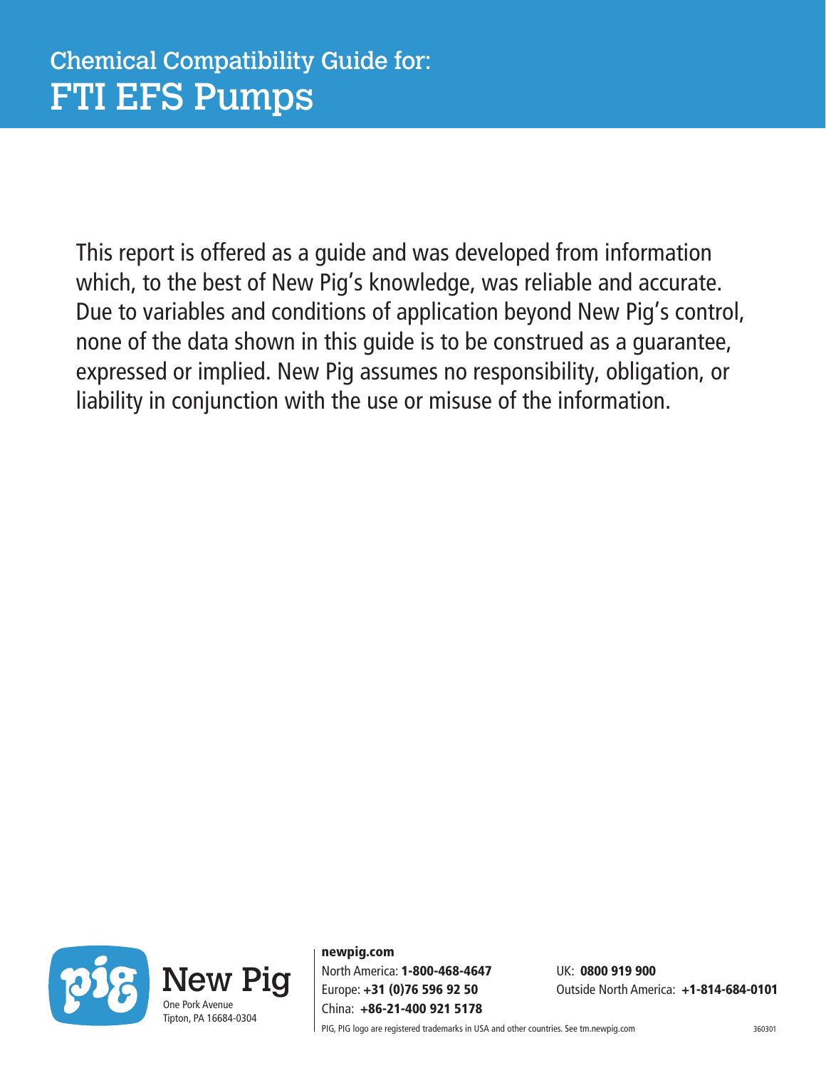Chemical Compatibility Guide for:

# FTI EFS Pumps

This report is offered as a guide and was developed from information which, to the best of New Pig's knowledge, was reliable and accurate. Due to variables and conditions of application beyond New Pig's control, none of the data shown in this guide is to be construed as a guarantee, expressed or implied. New Pig assumes no responsibility, obligation, or liability in conjunction with the use or misuse of the information.

New Pig
One Pork Avenue
Tipton, PA 16684-0304

**newpig.com**
North America: **1-800-468-4647**
Europe: **+31 (0)76 596 92 50**
China: **+86-21-400 921 5178**
UK: **0800 919 900**
Outside North America: **+1-814-684-0101**

PIG, PIG logo are registered trademarks in USA and other countries. See tm.newpig.com

360301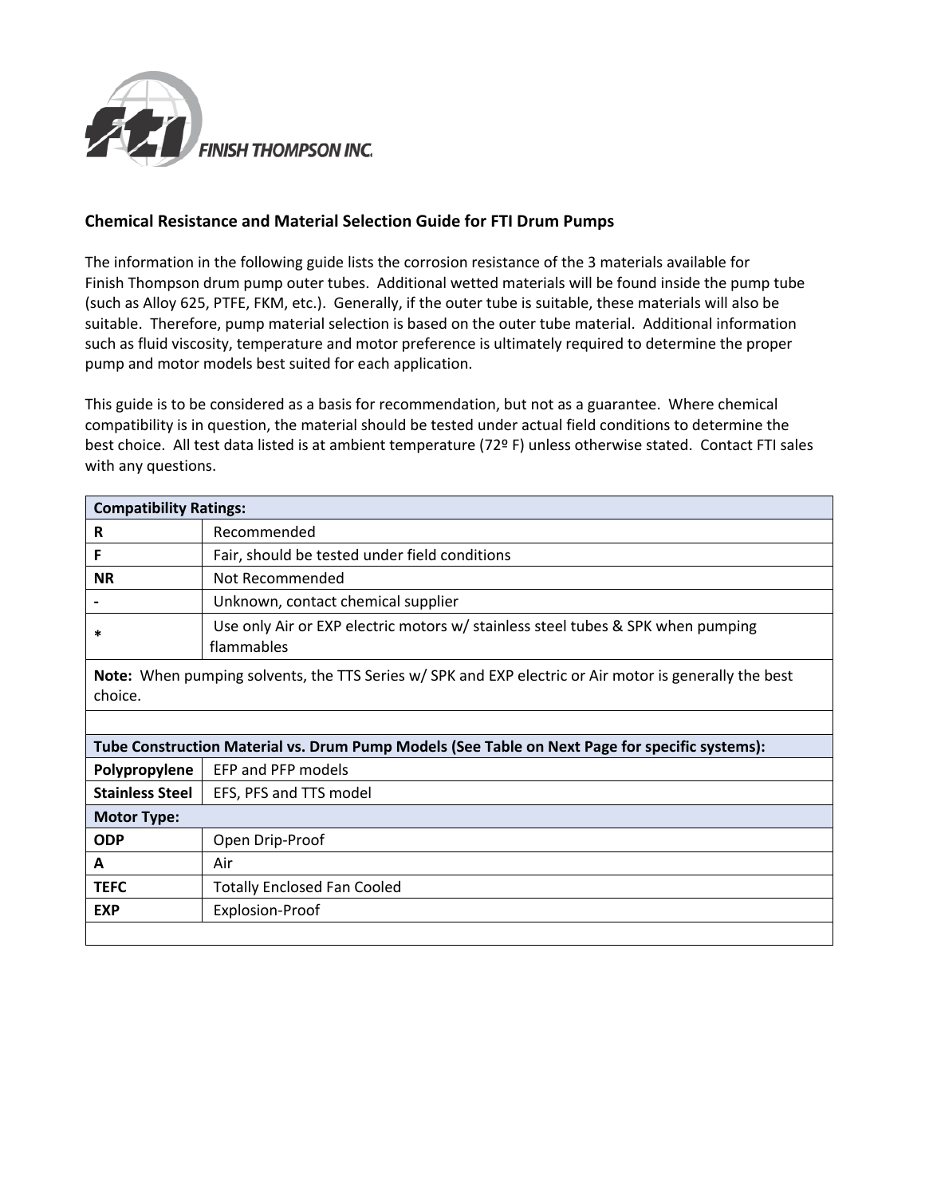**Chemical Resistance and Material Selection Guide for FTI Drum Pumps**

The information in the following guide lists the corrosion resistance of the 3 materials available for Finish Thompson drum pump outer tubes. Additional wetted materials will be found inside the pump tube (such as Alloy 625, PTFE, FKM, etc.). Generally, if the outer tube is suitable, these materials will also be suitable. Therefore, pump material selection is based on the outer tube material. Additional information such as fluid viscosity, temperature and motor preference is ultimately required to determine the proper pump and motor models best suited for each application.

This guide is to be considered as a basis for recommendation, but not as a guarantee. Where chemical compatibility is in question, the material should be tested under actual field conditions to determine the best choice. All test data listed is at ambient temperature (72º F) unless otherwise stated. Contact FTI sales with any questions.

| **Compatibility Ratings:** | |
|---|---|
| **R** | Recommended |
| **F** | Fair, should be tested under field conditions |
| **NR** | Not Recommended |
| **-** | Unknown, contact chemical supplier |
| **\*** | Use only Air or EXP electric motors w/ stainless steel tubes & SPK when pumping flammables |
| **Note:** When pumping solvents, the TTS Series w/ SPK and EXP electric or Air motor is generally the best choice. | |
| | |
| **Tube Construction Material vs. Drum Pump Models (See Table on Next Page for specific systems):** | |
| **Polypropylene** | EFP and PFP models |
| **Stainless Steel** | EFS, PFS and TTS model |
| **Motor Type:** | |
| **ODP** | Open Drip-Proof |
| **A** | Air |
| **TEFC** | Totally Enclosed Fan Cooled |
| **EXP** | Explosion-Proof |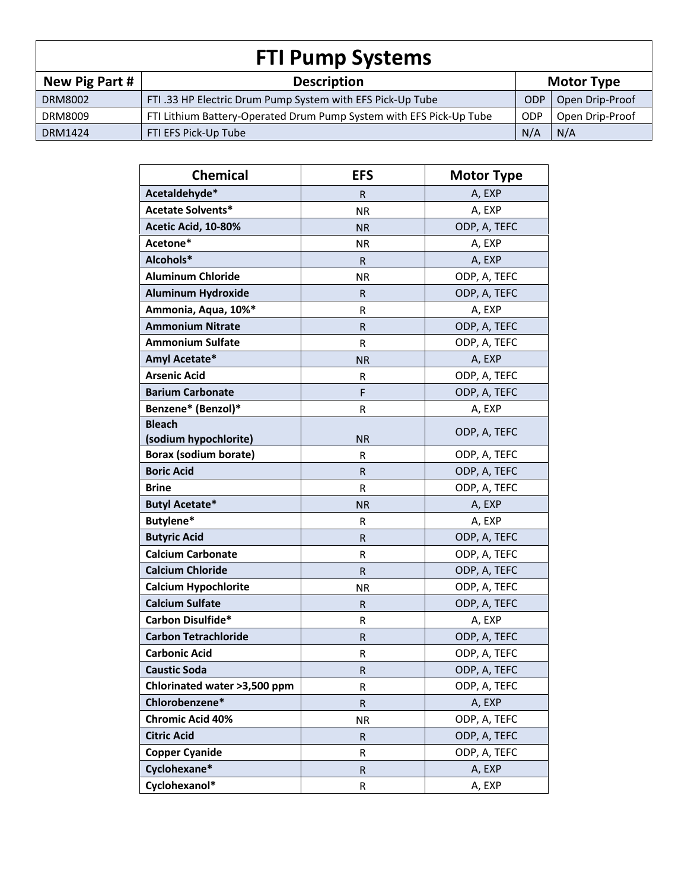# FTI Pump Systems

| New Pig Part # | Description | Motor Type | |
|---|---|---|---|
| DRM8002 | FTI .33 HP Electric Drum Pump System with EFS Pick-Up Tube | ODP | Open Drip-Proof |
| DRM8009 | FTI Lithium Battery-Operated Drum Pump System with EFS Pick-Up Tube | ODP | Open Drip-Proof |
| DRM1424 | FTI EFS Pick-Up Tube | N/A | N/A |

| Chemical | EFS | Motor Type |
|---|---|---|
| **Acetaldehyde*** | R | A, EXP |
| **Acetate Solvents*** | NR | A, EXP |
| **Acetic Acid, 10-80%** | NR | ODP, A, TEFC |
| **Acetone*** | NR | A, EXP |
| **Alcohols*** | R | A, EXP |
| **Aluminum Chloride** | NR | ODP, A, TEFC |
| **Aluminum Hydroxide** | R | ODP, A, TEFC |
| **Ammonia, Aqua, 10%*** | R | A, EXP |
| **Ammonium Nitrate** | R | ODP, A, TEFC |
| **Ammonium Sulfate** | R | ODP, A, TEFC |
| **Amyl Acetate*** | NR | A, EXP |
| **Arsenic Acid** | R | ODP, A, TEFC |
| **Barium Carbonate** | F | ODP, A, TEFC |
| **Benzene* (Benzol)*** | R | A, EXP |
| **Bleach (sodium hypochlorite)** | NR | ODP, A, TEFC |
| **Borax (sodium borate)** | R | ODP, A, TEFC |
| **Boric Acid** | R | ODP, A, TEFC |
| **Brine** | R | ODP, A, TEFC |
| **Butyl Acetate*** | NR | A, EXP |
| **Butylene*** | R | A, EXP |
| **Butyric Acid** | R | ODP, A, TEFC |
| **Calcium Carbonate** | R | ODP, A, TEFC |
| **Calcium Chloride** | R | ODP, A, TEFC |
| **Calcium Hypochlorite** | NR | ODP, A, TEFC |
| **Calcium Sulfate** | R | ODP, A, TEFC |
| **Carbon Disulfide*** | R | A, EXP |
| **Carbon Tetrachloride** | R | ODP, A, TEFC |
| **Carbonic Acid** | R | ODP, A, TEFC |
| **Caustic Soda** | R | ODP, A, TEFC |
| **Chlorinated water >3,500 ppm** | R | ODP, A, TEFC |
| **Chlorobenzene*** | R | A, EXP |
| **Chromic Acid 40%** | NR | ODP, A, TEFC |
| **Citric Acid** | R | ODP, A, TEFC |
| **Copper Cyanide** | R | ODP, A, TEFC |
| **Cyclohexane*** | R | A, EXP |
| **Cyclohexanol*** | R | A, EXP |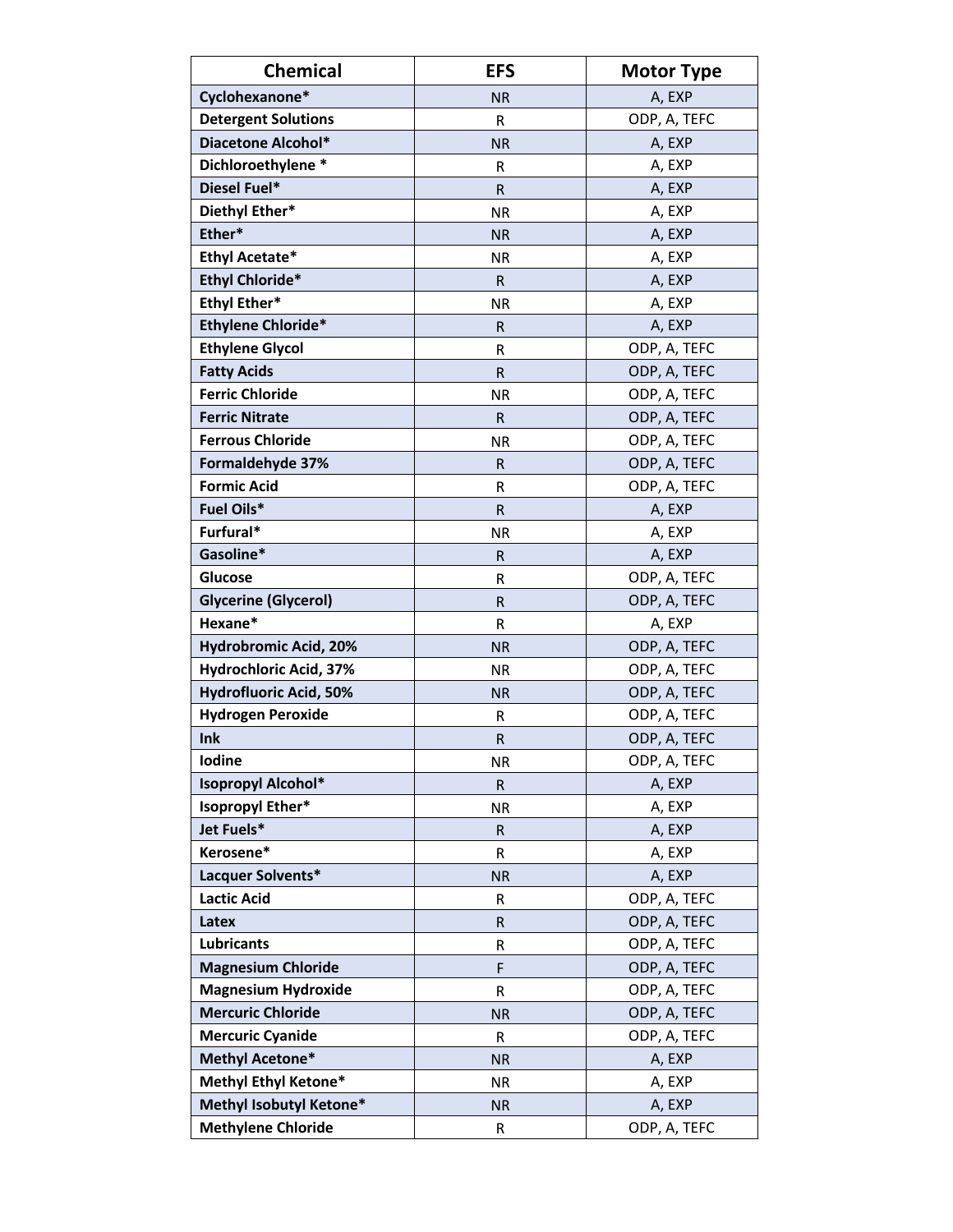| Chemical | EFS | Motor Type |
|---|---|---|
| **Cyclohexanone*** | NR | A, EXP |
| **Detergent Solutions** | R | ODP, A, TEFC |
| **Diacetone Alcohol*** | NR | A, EXP |
| **Dichloroethylene *** | R | A, EXP |
| **Diesel Fuel*** | R | A, EXP |
| **Diethyl Ether*** | NR | A, EXP |
| **Ether*** | NR | A, EXP |
| **Ethyl Acetate*** | NR | A, EXP |
| **Ethyl Chloride*** | R | A, EXP |
| **Ethyl Ether*** | NR | A, EXP |
| **Ethylene Chloride*** | R | A, EXP |
| **Ethylene Glycol** | R | ODP, A, TEFC |
| **Fatty Acids** | R | ODP, A, TEFC |
| **Ferric Chloride** | NR | ODP, A, TEFC |
| **Ferric Nitrate** | R | ODP, A, TEFC |
| **Ferrous Chloride** | NR | ODP, A, TEFC |
| **Formaldehyde 37%** | R | ODP, A, TEFC |
| **Formic Acid** | R | ODP, A, TEFC |
| **Fuel Oils*** | R | A, EXP |
| **Furfural*** | NR | A, EXP |
| **Gasoline*** | R | A, EXP |
| **Glucose** | R | ODP, A, TEFC |
| **Glycerine (Glycerol)** | R | ODP, A, TEFC |
| **Hexane*** | R | A, EXP |
| **Hydrobromic Acid, 20%** | NR | ODP, A, TEFC |
| **Hydrochloric Acid, 37%** | NR | ODP, A, TEFC |
| **Hydrofluoric Acid, 50%** | NR | ODP, A, TEFC |
| **Hydrogen Peroxide** | R | ODP, A, TEFC |
| **Ink** | R | ODP, A, TEFC |
| **Iodine** | NR | ODP, A, TEFC |
| **Isopropyl Alcohol*** | R | A, EXP |
| **Isopropyl Ether*** | NR | A, EXP |
| **Jet Fuels*** | R | A, EXP |
| **Kerosene*** | R | A, EXP |
| **Lacquer Solvents*** | NR | A, EXP |
| **Lactic Acid** | R | ODP, A, TEFC |
| **Latex** | R | ODP, A, TEFC |
| **Lubricants** | R | ODP, A, TEFC |
| **Magnesium Chloride** | F | ODP, A, TEFC |
| **Magnesium Hydroxide** | R | ODP, A, TEFC |
| **Mercuric Chloride** | NR | ODP, A, TEFC |
| **Mercuric Cyanide** | R | ODP, A, TEFC |
| **Methyl Acetone*** | NR | A, EXP |
| **Methyl Ethyl Ketone*** | NR | A, EXP |
| **Methyl Isobutyl Ketone*** | NR | A, EXP |
| **Methylene Chloride** | R | ODP, A, TEFC |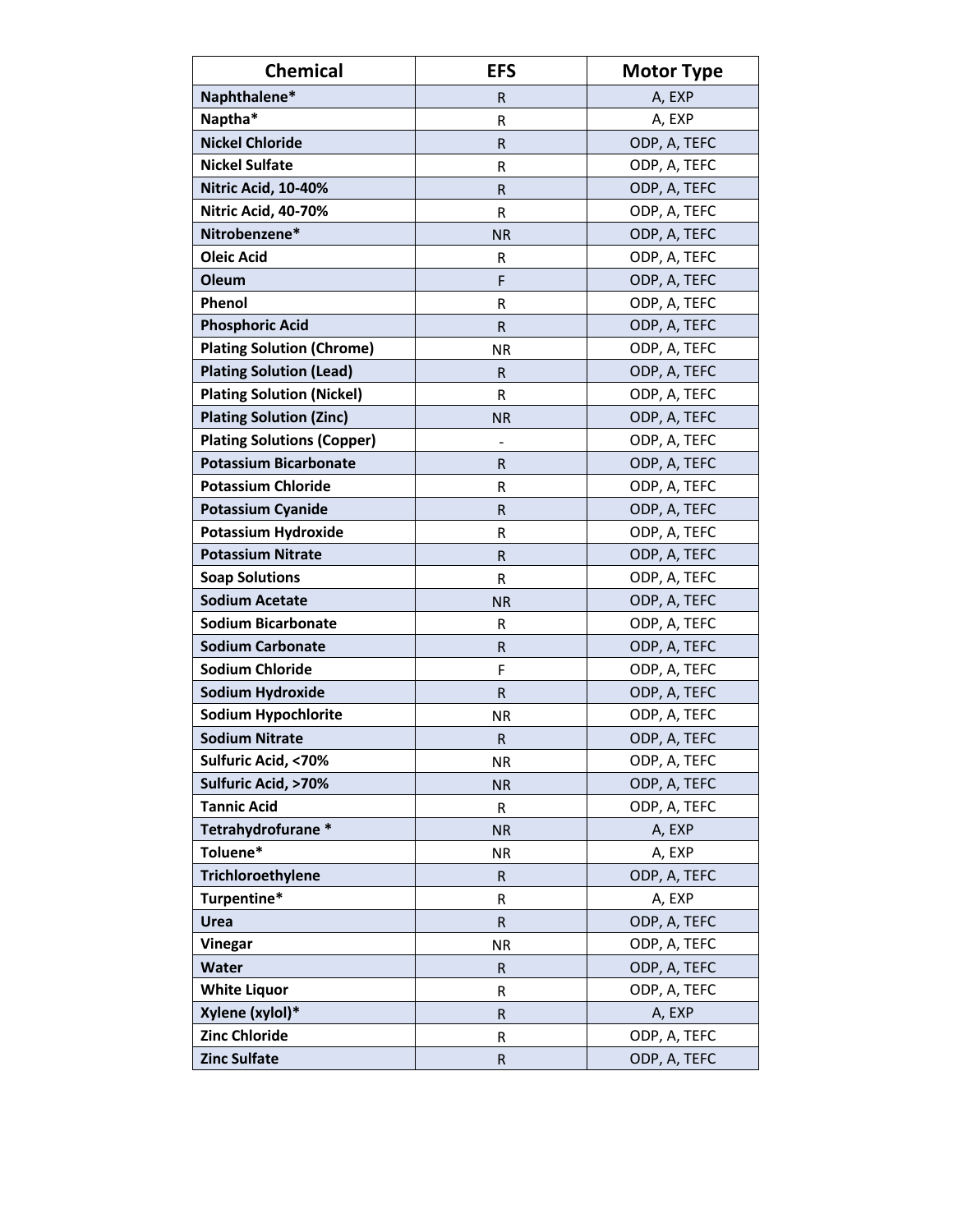| Chemical | EFS | Motor Type |
|---|---|---|
| **Naphthalene*** | R | A, EXP |
| **Naptha*** | R | A, EXP |
| **Nickel Chloride** | R | ODP, A, TEFC |
| **Nickel Sulfate** | R | ODP, A, TEFC |
| **Nitric Acid, 10-40%** | R | ODP, A, TEFC |
| **Nitric Acid, 40-70%** | R | ODP, A, TEFC |
| **Nitrobenzene*** | NR | ODP, A, TEFC |
| **Oleic Acid** | R | ODP, A, TEFC |
| **Oleum** | F | ODP, A, TEFC |
| **Phenol** | R | ODP, A, TEFC |
| **Phosphoric Acid** | R | ODP, A, TEFC |
| **Plating Solution (Chrome)** | NR | ODP, A, TEFC |
| **Plating Solution (Lead)** | R | ODP, A, TEFC |
| **Plating Solution (Nickel)** | R | ODP, A, TEFC |
| **Plating Solution (Zinc)** | NR | ODP, A, TEFC |
| **Plating Solutions (Copper)** | - | ODP, A, TEFC |
| **Potassium Bicarbonate** | R | ODP, A, TEFC |
| **Potassium Chloride** | R | ODP, A, TEFC |
| **Potassium Cyanide** | R | ODP, A, TEFC |
| **Potassium Hydroxide** | R | ODP, A, TEFC |
| **Potassium Nitrate** | R | ODP, A, TEFC |
| **Soap Solutions** | R | ODP, A, TEFC |
| **Sodium Acetate** | NR | ODP, A, TEFC |
| **Sodium Bicarbonate** | R | ODP, A, TEFC |
| **Sodium Carbonate** | R | ODP, A, TEFC |
| **Sodium Chloride** | F | ODP, A, TEFC |
| **Sodium Hydroxide** | R | ODP, A, TEFC |
| **Sodium Hypochlorite** | NR | ODP, A, TEFC |
| **Sodium Nitrate** | R | ODP, A, TEFC |
| **Sulfuric Acid, <70%** | NR | ODP, A, TEFC |
| **Sulfuric Acid, >70%** | NR | ODP, A, TEFC |
| **Tannic Acid** | R | ODP, A, TEFC |
| **Tetrahydrofurane *** | NR | A, EXP |
| **Toluene*** | NR | A, EXP |
| **Trichloroethylene** | R | ODP, A, TEFC |
| **Turpentine*** | R | A, EXP |
| **Urea** | R | ODP, A, TEFC |
| **Vinegar** | NR | ODP, A, TEFC |
| **Water** | R | ODP, A, TEFC |
| **White Liquor** | R | ODP, A, TEFC |
| **Xylene (xylol)*** | R | A, EXP |
| **Zinc Chloride** | R | ODP, A, TEFC |
| **Zinc Sulfate** | R | ODP, A, TEFC |